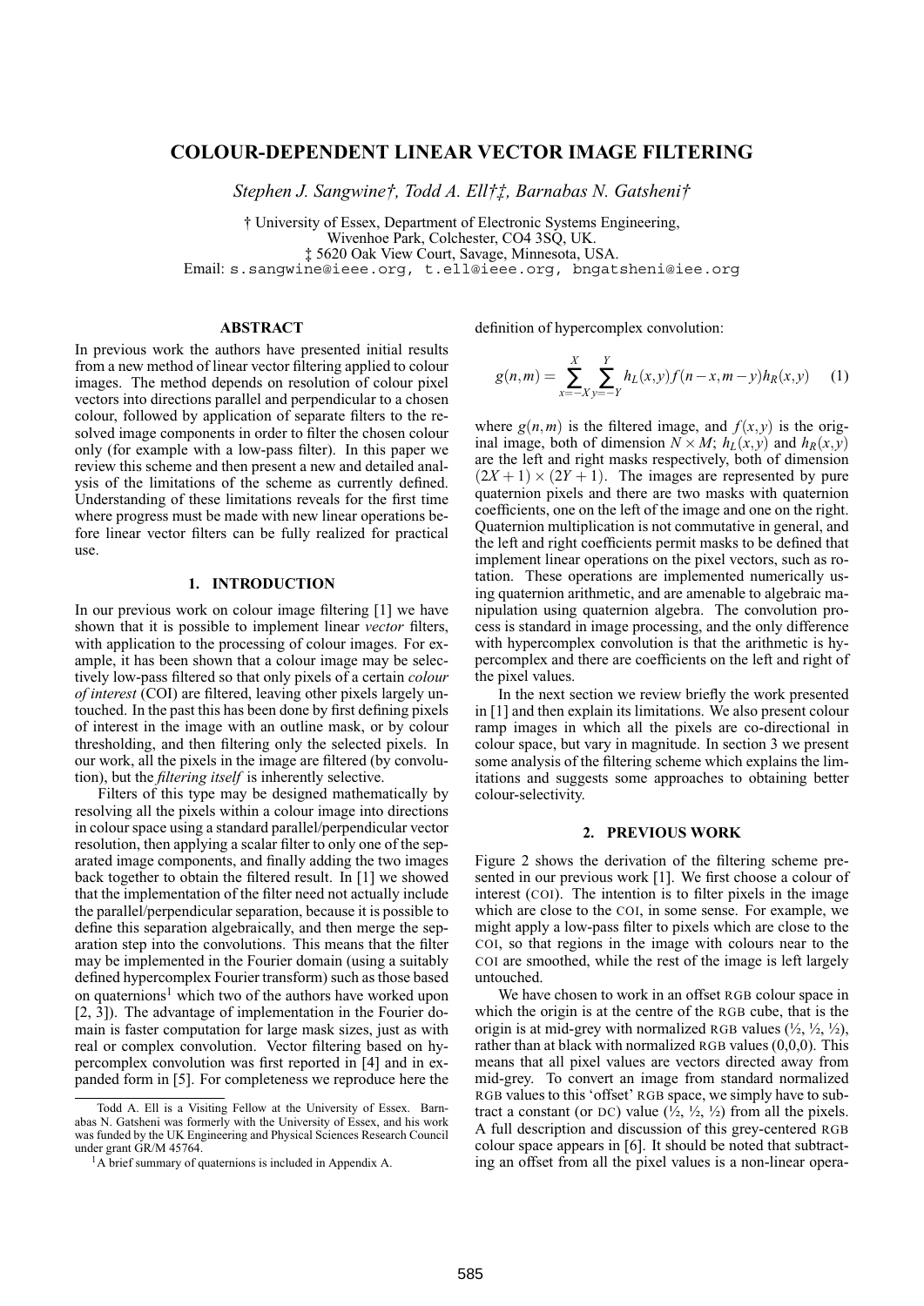# COLOUR-DEPENDENT LINEAR VECTOR IMAGE FILTERING

*Stephen J. Sangwine†, Todd A. Ell†‡, Barnabas N. Gatsheni†*

† University of Essex, Department of Electronic Systems Engineering,
Wivenhoe Park, Colchester, CO4 3SQ, UK.
‡ 5620 Oak View Court, Savage, Minnesota, USA.
Email: s.sangwine@ieee.org, t.ell@ieee.org, bngatsheni@iee.org

## ABSTRACT

In previous work the authors have presented initial results from a new method of linear vector filtering applied to colour images. The method depends on resolution of colour pixel vectors into directions parallel and perpendicular to a chosen colour, followed by application of separate filters to the resolved image components in order to filter the chosen colour only (for example with a low-pass filter). In this paper we review this scheme and then present a new and detailed analysis of the limitations of the scheme as currently defined. Understanding of these limitations reveals for the first time where progress must be made with new linear operations before linear vector filters can be fully realized for practical use.

## 1. INTRODUCTION

In our previous work on colour image filtering [1] we have shown that it is possible to implement linear *vector* filters, with application to the processing of colour images. For example, it has been shown that a colour image may be selectively low-pass filtered so that only pixels of a certain *colour of interest* (COI) are filtered, leaving other pixels largely untouched. In the past this has been done by first defining pixels of interest in the image with an outline mask, or by colour thresholding, and then filtering only the selected pixels. In our work, all the pixels in the image are filtered (by convolution), but the *filtering itself* is inherently selective.

Filters of this type may be designed mathematically by resolving all the pixels within a colour image into directions in colour space using a standard parallel/perpendicular vector resolution, then applying a scalar filter to only one of the separated image components, and finally adding the two images back together to obtain the filtered result. In [1] we showed that the implementation of the filter need not actually include the parallel/perpendicular separation, because it is possible to define this separation algebraically, and then merge the separation step into the convolutions. This means that the filter may be implemented in the Fourier domain (using a suitably defined hypercomplex Fourier transform) such as those based on quaternions[1] which two of the authors have worked upon [2, 3]). The advantage of implementation in the Fourier domain is faster computation for large mask sizes, just as with real or complex convolution. Vector filtering based on hypercomplex convolution was first reported in [4] and in expanded form in [5]. For completeness we reproduce here the definition of hypercomplex convolution:

$$g(n,m) = \sum_{x=-X}^{X} \sum_{y=-Y}^{Y} h_L(x,y) f(n-x, m-y) h_R(x,y) \quad (1)$$

where $g(n,m)$ is the filtered image, and $f(x,y)$ is the original image, both of dimension $N \times M$; $h_L(x,y)$ and $h_R(x,y)$ are the left and right masks respectively, both of dimension $(2X+1) \times (2Y+1)$. The images are represented by pure quaternion pixels and there are two masks with quaternion coefficients, one on the left of the image and one on the right. Quaternion multiplication is not commutative in general, and the left and right coefficients permit masks to be defined that implement linear operations on the pixel vectors, such as rotation. These operations are implemented numerically using quaternion arithmetic, and are amenable to algebraic manipulation using quaternion algebra. The convolution process is standard in image processing, and the only difference with hypercomplex convolution is that the arithmetic is hypercomplex and there are coefficients on the left and right of the pixel values.

In the next section we review briefly the work presented in [1] and then explain its limitations. We also present colour ramp images in which all the pixels are co-directional in colour space, but vary in magnitude. In section 3 we present some analysis of the filtering scheme which explains the limitations and suggests some approaches to obtaining better colour-selectivity.

## 2. PREVIOUS WORK

Figure 2 shows the derivation of the filtering scheme presented in our previous work [1]. We first choose a colour of interest (COI). The intention is to filter pixels in the image which are close to the COI, in some sense. For example, we might apply a low-pass filter to pixels which are close to the COI, so that regions in the image with colours near to the COI are smoothed, while the rest of the image is left largely untouched.

We have chosen to work in an offset RGB colour space in which the origin is at the centre of the RGB cube, that is the origin is at mid-grey with normalized RGB values (½, ½, ½), rather than at black with normalized RGB values (0,0,0). This means that all pixel values are vectors directed away from mid-grey. To convert an image from standard normalized RGB values to this 'offset' RGB space, we simply have to subtract a constant (or DC) value (½, ½, ½) from all the pixels. A full description and discussion of this grey-centered RGB colour space appears in [6]. It should be noted that subtracting an offset from all the pixel values is a non-linear opera-

---

Todd A. Ell is a Visiting Fellow at the University of Essex. Barnabas N. Gatsheni was formerly with the University of Essex, and his work was funded by the UK Engineering and Physical Sciences Research Council under grant GR/M 45764.

[1] A brief summary of quaternions is included in Appendix A.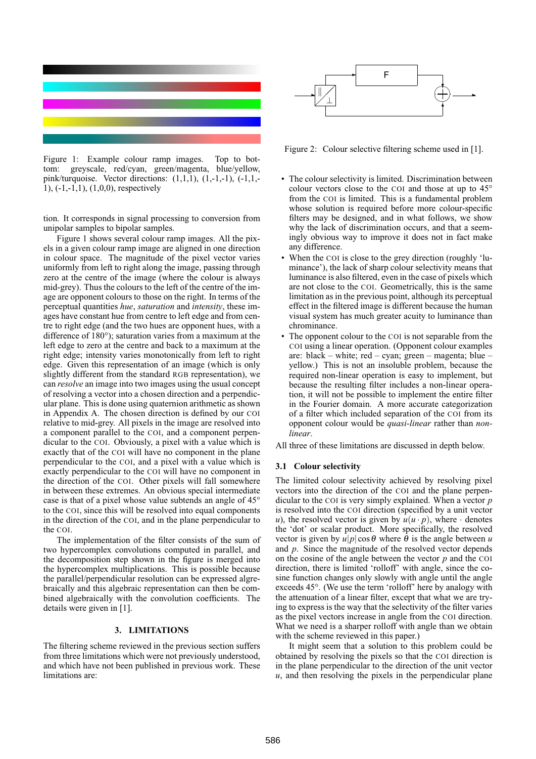Figure 1: Example colour ramp images. Top to bottom: greyscale, red/cyan, green/magenta, blue/yellow, pink/turquoise. Vector directions: (1,1,1), (1,-1,-1), (-1,1,-1), (-1,-1,1), (1,0,0), respectively

tion. It corresponds in signal processing to conversion from unipolar samples to bipolar samples.

Figure 1 shows several colour ramp images. All the pixels in a given colour ramp image are aligned in one direction in colour space. The magnitude of the pixel vector varies uniformly from left to right along the image, passing through zero at the centre of the image (where the colour is always mid-grey). Thus the colours to the left of the centre of the image are opponent colours to those on the right. In terms of the perceptual quantities *hue*, *saturation* and *intensity*, these images have constant hue from centre to left edge and from centre to right edge (and the two hues are opponent hues, with a difference of 180°); saturation varies from a maximum at the left edge to zero at the centre and back to a maximum at the right edge; intensity varies monotonically from left to right edge. Given this representation of an image (which is only slightly different from the standard RGB representation), we can *resolve* an image into two images using the usual concept of resolving a vector into a chosen direction and a perpendicular plane. This is done using quaternion arithmetic as shown in Appendix A. The chosen direction is defined by our COI relative to mid-grey. All pixels in the image are resolved into a component parallel to the COI, and a component perpendicular to the COI. Obviously, a pixel with a value which is exactly that of the COI will have no component in the plane perpendicular to the COI, and a pixel with a value which is exactly perpendicular to the COI will have no component in the direction of the COI. Other pixels will fall somewhere in between these extremes. An obvious special intermediate case is that of a pixel whose value subtends an angle of 45° to the COI, since this will be resolved into equal components in the direction of the COI, and in the plane perpendicular to the COI.

The implementation of the filter consists of the sum of two hypercomplex convolutions computed in parallel, and the decomposition step shown in the figure is merged into the hypercomplex multiplications. This is possible because the parallel/perpendicular resolution can be expressed algrebraically and this algebraic representation can then be combined algebraically with the convolution coefficients. The details were given in [1].

## 3. LIMITATIONS

The filtering scheme reviewed in the previous section suffers from three limitations which were not previously understood, and which have not been published in previous work. These limitations are:

Figure 2: Colour selective filtering scheme used in [1].

- The colour selectivity is limited. Discrimination between colour vectors close to the COI and those at up to 45° from the COI is limited. This is a fundamental problem whose solution is required before more colour-specific filters may be designed, and in what follows, we show why the lack of discrimination occurs, and that a seemingly obvious way to improve it does not in fact make any difference.
- When the COI is close to the grey direction (roughly 'luminance'), the lack of sharp colour selectivity means that luminance is also filtered, even in the case of pixels which are not close to the COI. Geometrically, this is the same limitation as in the previous point, although its perceptual effect in the filtered image is different because the human visual system has much greater acuity to luminance than chrominance.
- The opponent colour to the COI is not separable from the COI using a linear operation. (Opponent colour examples are: black – white; red – cyan; green – magenta; blue – yellow.) This is not an insoluble problem, because the required non-linear operation is easy to implement, but because the resulting filter includes a non-linear operation, it will not be possible to implement the entire filter in the Fourier domain. A more accurate categorization of a filter which included separation of the COI from its opponent colour would be *quasi-linear* rather than *non-linear*.

All three of these limitations are discussed in depth below.

### 3.1 Colour selectivity

The limited colour selectivity achieved by resolving pixel vectors into the direction of the COI and the plane perpendicular to the COI is very simply explained. When a vector $p$ is resolved into the COI direction (specified by a unit vector $u$), the resolved vector is given by $u(u \cdot p)$, where $\cdot$ denotes the 'dot' or scalar product. More specifically, the resolved vector is given by $u|p|\cos\theta$ where $\theta$ is the angle between $u$ and $p$. Since the magnitude of the resolved vector depends on the cosine of the angle between the vector $p$ and the COI direction, there is limited 'rolloff' with angle, since the cosine function changes only slowly with angle until the angle exceeds 45°. (We use the term 'rolloff' here by analogy with the attenuation of a linear filter, except that what we are trying to express is the way that the selectivity of the filter varies as the pixel vectors increase in angle from the COI direction. What we need is a sharper rolloff with angle than we obtain with the scheme reviewed in this paper.)

It might seem that a solution to this problem could be obtained by resolving the pixels so that the COI direction is in the plane perpendicular to the direction of the unit vector $u$, and then resolving the pixels in the perpendicular plane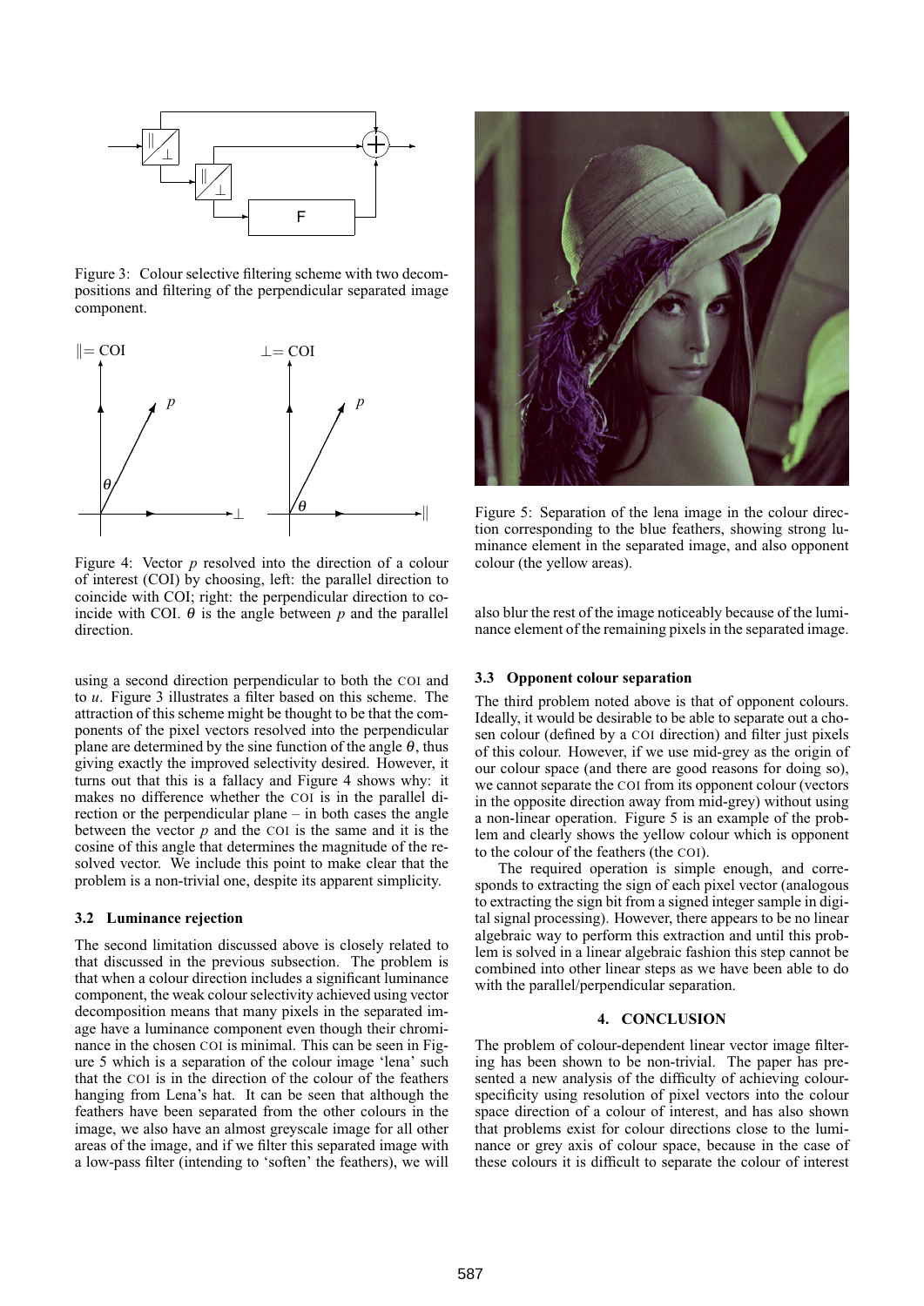Figure 3: Colour selective filtering scheme with two decompositions and filtering of the perpendicular separated image component.

Figure 4: Vector $p$ resolved into the direction of a colour of interest (COI) by choosing, left: the parallel direction to coincide with COI; right: the perpendicular direction to coincide with COI. $\theta$ is the angle between $p$ and the parallel direction.

using a second direction perpendicular to both the COI and to $u$. Figure 3 illustrates a filter based on this scheme. The attraction of this scheme might be thought to be that the components of the pixel vectors resolved into the perpendicular plane are determined by the sine function of the angle $\theta$, thus giving exactly the improved selectivity desired. However, it turns out that this is a fallacy and Figure 4 shows why: it makes no difference whether the COI is in the parallel direction or the perpendicular plane – in both cases the angle between the vector $p$ and the COI is the same and it is the cosine of this angle that determines the magnitude of the resolved vector. We include this point to make clear that the problem is a non-trivial one, despite its apparent simplicity.

### 3.2 Luminance rejection

The second limitation discussed above is closely related to that discussed in the previous subsection. The problem is that when a colour direction includes a significant luminance component, the weak colour selectivity achieved using vector decomposition means that many pixels in the separated image have a luminance component even though their chrominance in the chosen COI is minimal. This can be seen in Figure 5 which is a separation of the colour image 'lena' such that the COI is in the direction of the colour of the feathers hanging from Lena's hat. It can be seen that although the feathers have been separated from the other colours in the image, we also have an almost greyscale image for all other areas of the image, and if we filter this separated image with a low-pass filter (intending to 'soften' the feathers), we will also blur the rest of the image noticeably because of the luminance element of the remaining pixels in the separated image.

Figure 5: Separation of the lena image in the colour direction corresponding to the blue feathers, showing strong luminance element in the separated image, and also opponent colour (the yellow areas).

### 3.3 Opponent colour separation

The third problem noted above is that of opponent colours. Ideally, it would be desirable to be able to separate out a chosen colour (defined by a COI direction) and filter just pixels of this colour. However, if we use mid-grey as the origin of our colour space (and there are good reasons for doing so), we cannot separate the COI from its opponent colour (vectors in the opposite direction away from mid-grey) without using a non-linear operation. Figure 5 is an example of the problem and clearly shows the yellow colour which is opponent to the colour of the feathers (the COI).

The required operation is simple enough, and corresponds to extracting the sign of each pixel vector (analogous to extracting the sign bit from a signed integer sample in digital signal processing). However, there appears to be no linear algebraic way to perform this extraction and until this problem is solved in a linear algebraic fashion this step cannot be combined into other linear steps as we have been able to do with the parallel/perpendicular separation.

## 4. CONCLUSION

The problem of colour-dependent linear vector image filtering has been shown to be non-trivial. The paper has presented a new analysis of the difficulty of achieving colour-specificity using resolution of pixel vectors into the colour space direction of a colour of interest, and has also shown that problems exist for colour directions close to the luminance or grey axis of colour space, because in the case of these colours it is difficult to separate the colour of interest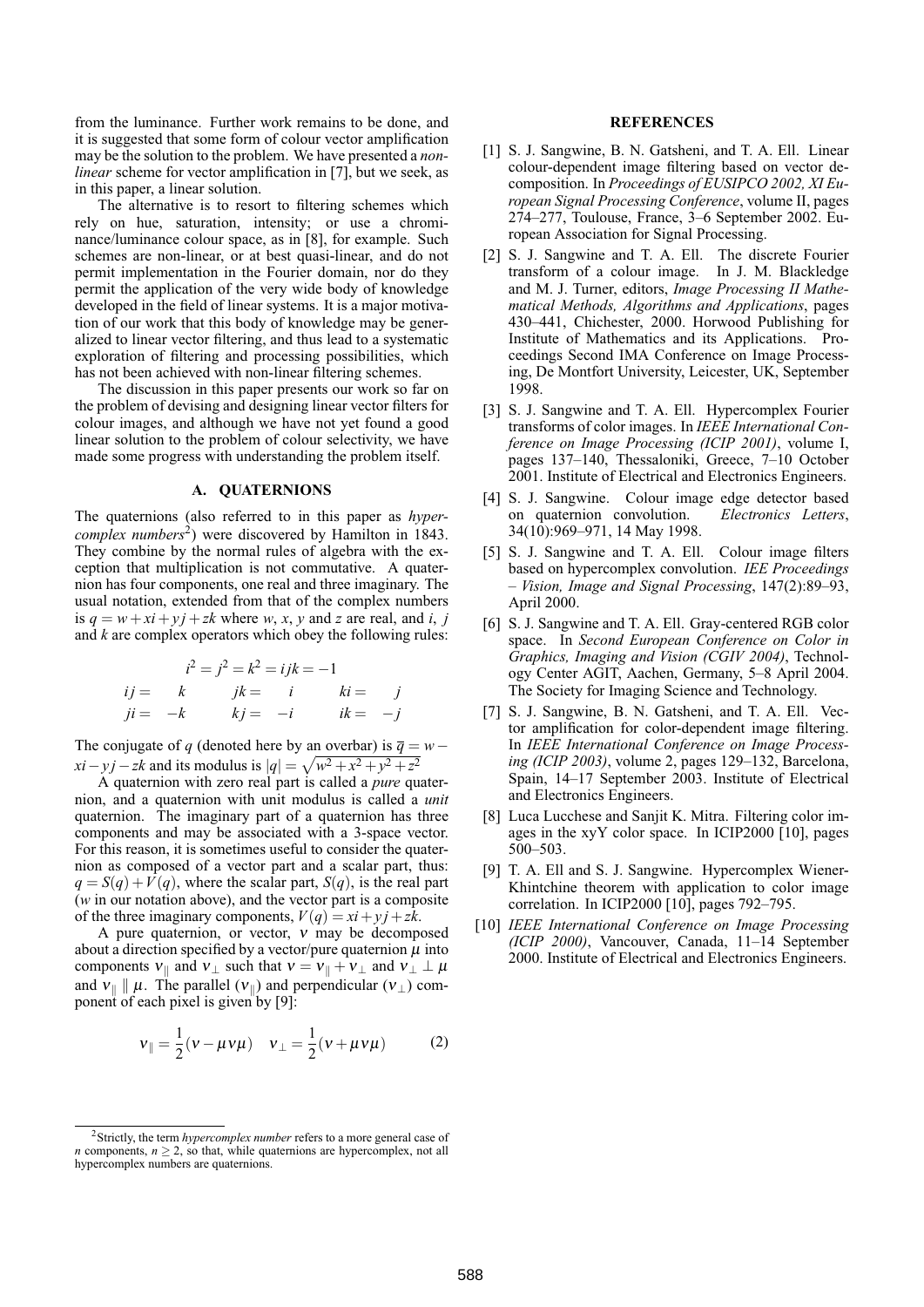from the luminance. Further work remains to be done, and it is suggested that some form of colour vector amplification may be the solution to the problem. We have presented a *non-linear* scheme for vector amplification in [7], but we seek, as in this paper, a linear solution.

The alternative is to resort to filtering schemes which rely on hue, saturation, intensity; or use a chrominance/luminance colour space, as in [8], for example. Such schemes are non-linear, or at best quasi-linear, and do not permit implementation in the Fourier domain, nor do they permit the application of the very wide body of knowledge developed in the field of linear systems. It is a major motivation of our work that this body of knowledge may be generalized to linear vector filtering, and thus lead to a systematic exploration of filtering and processing possibilities, which has not been achieved with non-linear filtering schemes.

The discussion in this paper presents our work so far on the problem of devising and designing linear vector filters for colour images, and although we have not yet found a good linear solution to the problem of colour selectivity, we have made some progress with understanding the problem itself.

## A. QUATERNIONS

The quaternions (also referred to in this paper as *hypercomplex numbers*[2]) were discovered by Hamilton in 1843. They combine by the normal rules of algebra with the exception that multiplication is not commutative. A quaternion has four components, one real and three imaginary. The usual notation, extended from that of the complex numbers is $q = w + xi + yj + zk$ where $w$, $x$, $y$ and $z$ are real, and $i$, $j$ and $k$ are complex operators which obey the following rules:

$$i^2 = j^2 = k^2 = ijk = -1$$

$$\begin{array}{lll} ij = k & jk = i & ki = j \\ ji = -k & kj = -i & ik = -j \end{array}$$

The conjugate of $q$ (denoted here by an overbar) is $\overline{q} = w - xi - yj - zk$ and its modulus is $|q| = \sqrt{w^2 + x^2 + y^2 + z^2}$

A quaternion with zero real part is called a *pure* quaternion, and a quaternion with unit modulus is called a *unit* quaternion. The imaginary part of a quaternion has three components and may be associated with a 3-space vector. For this reason, it is sometimes useful to consider the quaternion as composed of a vector part and a scalar part, thus: $q = S(q) + V(q)$, where the scalar part, $S(q)$, is the real part ($w$ in our notation above), and the vector part is a composite of the three imaginary components, $V(q) = xi + yj + zk$.

A pure quaternion, or vector, $v$ may be decomposed about a direction specified by a vector/pure quaternion $\mu$ into components $v_\parallel$ and $v_\perp$ such that $v = v_\parallel + v_\perp$ and $v_\perp \perp \mu$ and $v_\parallel \parallel \mu$. The parallel ($v_\parallel$) and perpendicular ($v_\perp$) component of each pixel is given by [9]:

$$v_\parallel = \frac{1}{2}(v - \mu v \mu) \quad v_\perp = \frac{1}{2}(v + \mu v \mu) \qquad (2)$$

[2] Strictly, the term *hypercomplex number* refers to a more general case of $n$ components, $n \geq 2$, so that, while quaternions are hypercomplex, not all hypercomplex numbers are quaternions.

## REFERENCES

[1] S. J. Sangwine, B. N. Gatsheni, and T. A. Ell. Linear colour-dependent image filtering based on vector decomposition. In *Proceedings of EUSIPCO 2002, XI European Signal Processing Conference*, volume II, pages 274–277, Toulouse, France, 3–6 September 2002. European Association for Signal Processing.

[2] S. J. Sangwine and T. A. Ell. The discrete Fourier transform of a colour image. In J. M. Blackledge and M. J. Turner, editors, *Image Processing II Mathematical Methods, Algorithms and Applications*, pages 430–441, Chichester, 2000. Horwood Publishing for Institute of Mathematics and its Applications. Proceedings Second IMA Conference on Image Processing, De Montfort University, Leicester, UK, September 1998.

[3] S. J. Sangwine and T. A. Ell. Hypercomplex Fourier transforms of color images. In *IEEE International Conference on Image Processing (ICIP 2001)*, volume I, pages 137–140, Thessaloniki, Greece, 7–10 October 2001. Institute of Electrical and Electronics Engineers.

[4] S. J. Sangwine. Colour image edge detector based on quaternion convolution. *Electronics Letters*, 34(10):969–971, 14 May 1998.

[5] S. J. Sangwine and T. A. Ell. Colour image filters based on hypercomplex convolution. *IEE Proceedings – Vision, Image and Signal Processing*, 147(2):89–93, April 2000.

[6] S. J. Sangwine and T. A. Ell. Gray-centered RGB color space. In *Second European Conference on Color in Graphics, Imaging and Vision (CGIV 2004)*, Technology Center AGIT, Aachen, Germany, 5–8 April 2004. The Society for Imaging Science and Technology.

[7] S. J. Sangwine, B. N. Gatsheni, and T. A. Ell. Vector amplification for color-dependent image filtering. In *IEEE International Conference on Image Processing (ICIP 2003)*, volume 2, pages 129–132, Barcelona, Spain, 14–17 September 2003. Institute of Electrical and Electronics Engineers.

[8] Luca Lucchese and Sanjit K. Mitra. Filtering color images in the xyY color space. In ICIP2000 [10], pages 500–503.

[9] T. A. Ell and S. J. Sangwine. Hypercomplex Wiener-Khintchine theorem with application to color image correlation. In ICIP2000 [10], pages 792–795.

[10] *IEEE International Conference on Image Processing (ICIP 2000)*, Vancouver, Canada, 11–14 September 2000. Institute of Electrical and Electronics Engineers.